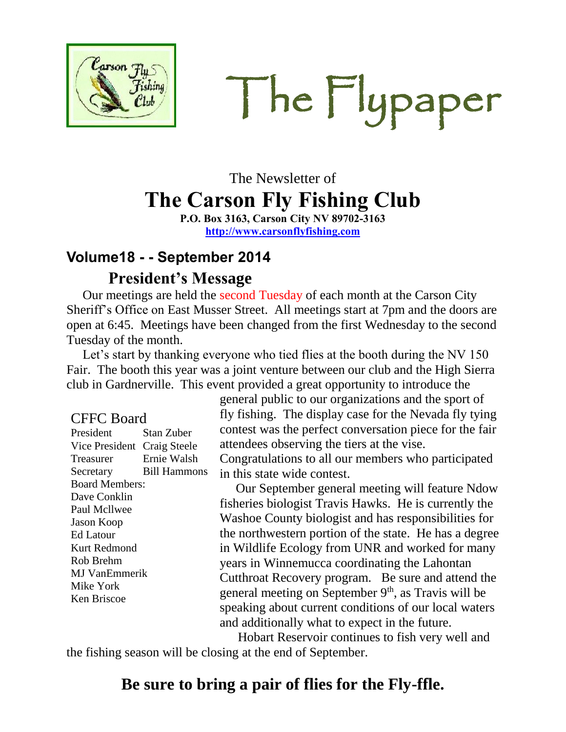# The Flypaper

The Newsletter of

# The Carson Fly Fishing Club

**P.O. Box 3163, Carson City NV 89702-3163**

**http://www.carsonflyfishing.com**

## Volume18 - - September 2014

## President's Message

Our meetings are held the second Tuesday of each month at the Carson City Sheriff's Office on East Musser Street. All meetings start at 7pm and the doors are open at 6:45. Meetings have been changed from the first Wednesday to the second Tuesday of the month.

Let's start by thanking everyone who tied flies at the booth during the NV 150 Fair. The booth this year was a joint venture between our club and the High Sierra club in Gardnerville. This event provided a great opportunity to introduce the general public to our organizations and the sport of fly fishing. The display case for the Nevada fly tying contest was the perfect conversation piece for the fair attendees observing the tiers at the vise. Congratulations to all our members who participated in this state wide contest.

Our September general meeting will feature Ndow fisheries biologist Travis Hawks. He is currently the Washoe County biologist and has responsibilities for the northwestern portion of the state. He has a degree in Wildlife Ecology from UNR and worked for many years in Winnemucca coordinating the Lahontan Cutthroat Recovery program. Be sure and attend the general meeting on September 9th, as Travis will be speaking about current conditions of our local waters and additionally what to expect in the future.

Hobart Reservoir continues to fish very well and the fishing season will be closing at the end of September.

### CFFC Board

| | |
|---|---|
| President | Stan Zuber |
| Vice President | Craig Steele |
| Treasurer | Ernie Walsh |
| Secretary | Bill Hammons |

Board Members:
- Dave Conklin
- Paul Mcllwee
- Jason Koop
- Ed Latour
- Kurt Redmond
- Rob Brehm
- MJ VanEmmerik
- Mike York
- Ken Briscoe

**Be sure to bring a pair of flies for the Fly-ffle.**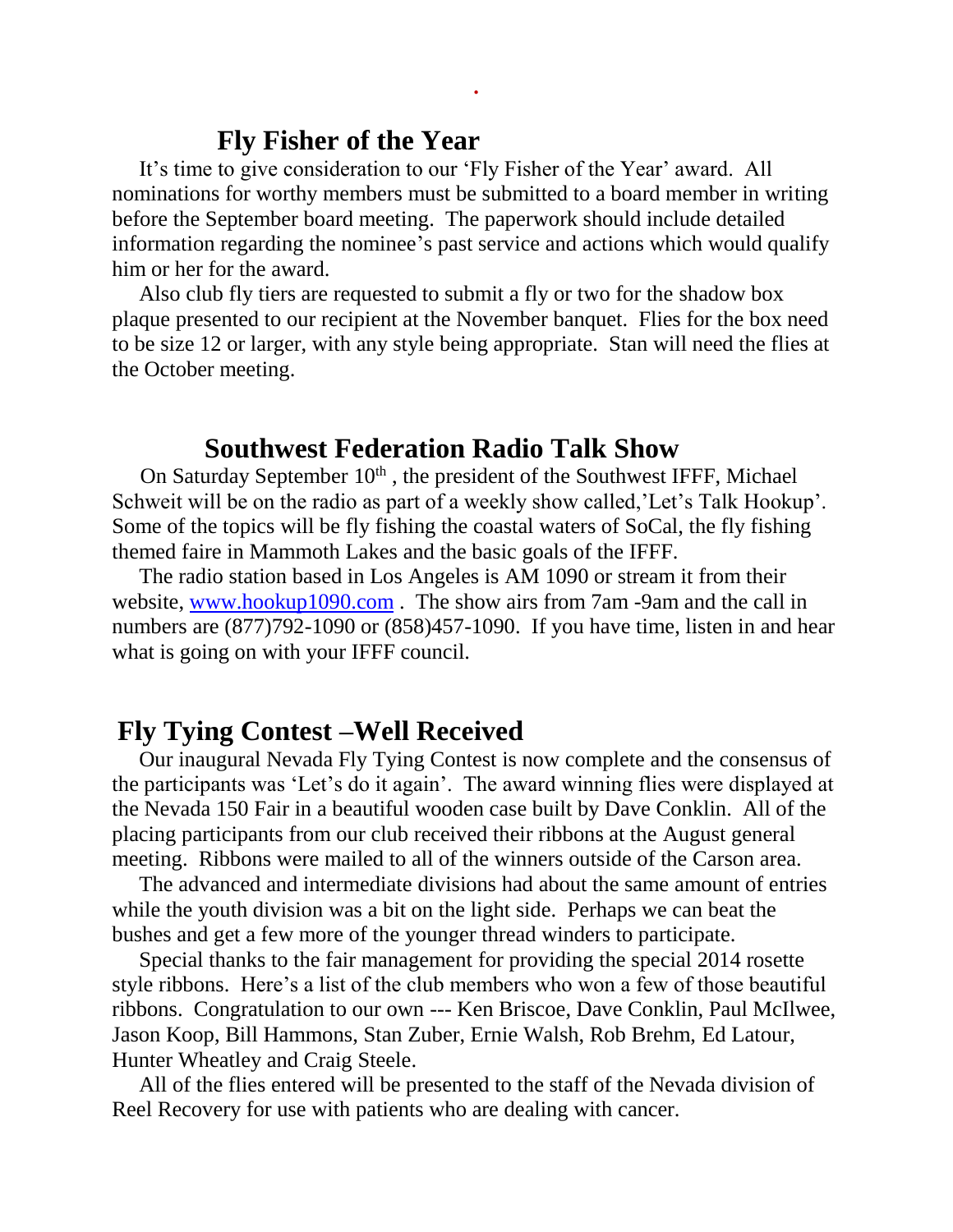## Fly Fisher of the Year

It's time to give consideration to our 'Fly Fisher of the Year' award. All nominations for worthy members must be submitted to a board member in writing before the September board meeting. The paperwork should include detailed information regarding the nominee's past service and actions which would qualify him or her for the award.

Also club fly tiers are requested to submit a fly or two for the shadow box plaque presented to our recipient at the November banquet. Flies for the box need to be size 12 or larger, with any style being appropriate. Stan will need the flies at the October meeting.

## Southwest Federation Radio Talk Show

On Saturday September 10th , the president of the Southwest IFFF, Michael Schweit will be on the radio as part of a weekly show called,'Let's Talk Hookup'. Some of the topics will be fly fishing the coastal waters of SoCal, the fly fishing themed faire in Mammoth Lakes and the basic goals of the IFFF.

The radio station based in Los Angeles is AM 1090 or stream it from their website, www.hookup1090.com . The show airs from 7am -9am and the call in numbers are (877)792-1090 or (858)457-1090. If you have time, listen in and hear what is going on with your IFFF council.

## Fly Tying Contest –Well Received

Our inaugural Nevada Fly Tying Contest is now complete and the consensus of the participants was 'Let's do it again'. The award winning flies were displayed at the Nevada 150 Fair in a beautiful wooden case built by Dave Conklin. All of the placing participants from our club received their ribbons at the August general meeting. Ribbons were mailed to all of the winners outside of the Carson area.

The advanced and intermediate divisions had about the same amount of entries while the youth division was a bit on the light side. Perhaps we can beat the bushes and get a few more of the younger thread winders to participate.

Special thanks to the fair management for providing the special 2014 rosette style ribbons. Here's a list of the club members who won a few of those beautiful ribbons. Congratulation to our own --- Ken Briscoe, Dave Conklin, Paul McIlwee, Jason Koop, Bill Hammons, Stan Zuber, Ernie Walsh, Rob Brehm, Ed Latour, Hunter Wheatley and Craig Steele.

All of the flies entered will be presented to the staff of the Nevada division of Reel Recovery for use with patients who are dealing with cancer.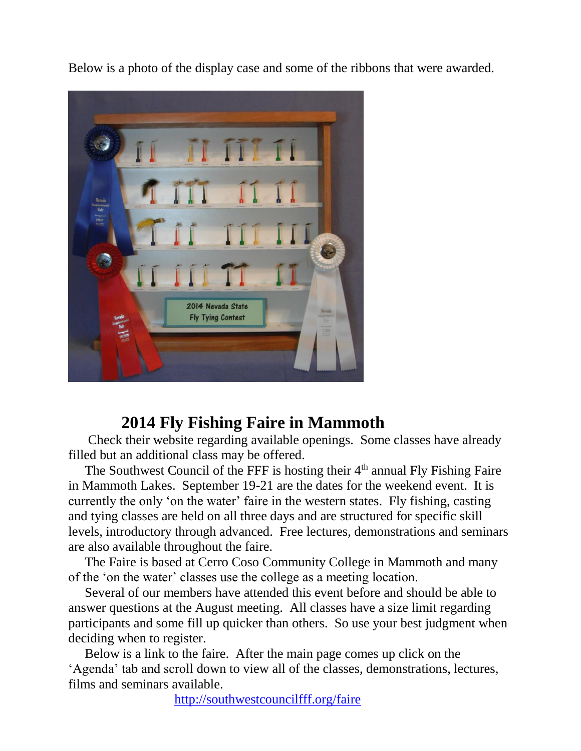Below is a photo of the display case and some of the ribbons that were awarded.

## 2014 Fly Fishing Faire in Mammoth

Check their website regarding available openings. Some classes have already filled but an additional class may be offered.

The Southwest Council of the FFF is hosting their 4th annual Fly Fishing Faire in Mammoth Lakes. September 19-21 are the dates for the weekend event. It is currently the only 'on the water' faire in the western states. Fly fishing, casting and tying classes are held on all three days and are structured for specific skill levels, introductory through advanced. Free lectures, demonstrations and seminars are also available throughout the faire.

The Faire is based at Cerro Coso Community College in Mammoth and many of the 'on the water' classes use the college as a meeting location.

Several of our members have attended this event before and should be able to answer questions at the August meeting. All classes have a size limit regarding participants and some fill up quicker than others. So use your best judgment when deciding when to register.

Below is a link to the faire. After the main page comes up click on the 'Agenda' tab and scroll down to view all of the classes, demonstrations, lectures, films and seminars available.

http://southwestcouncilfff.org/faire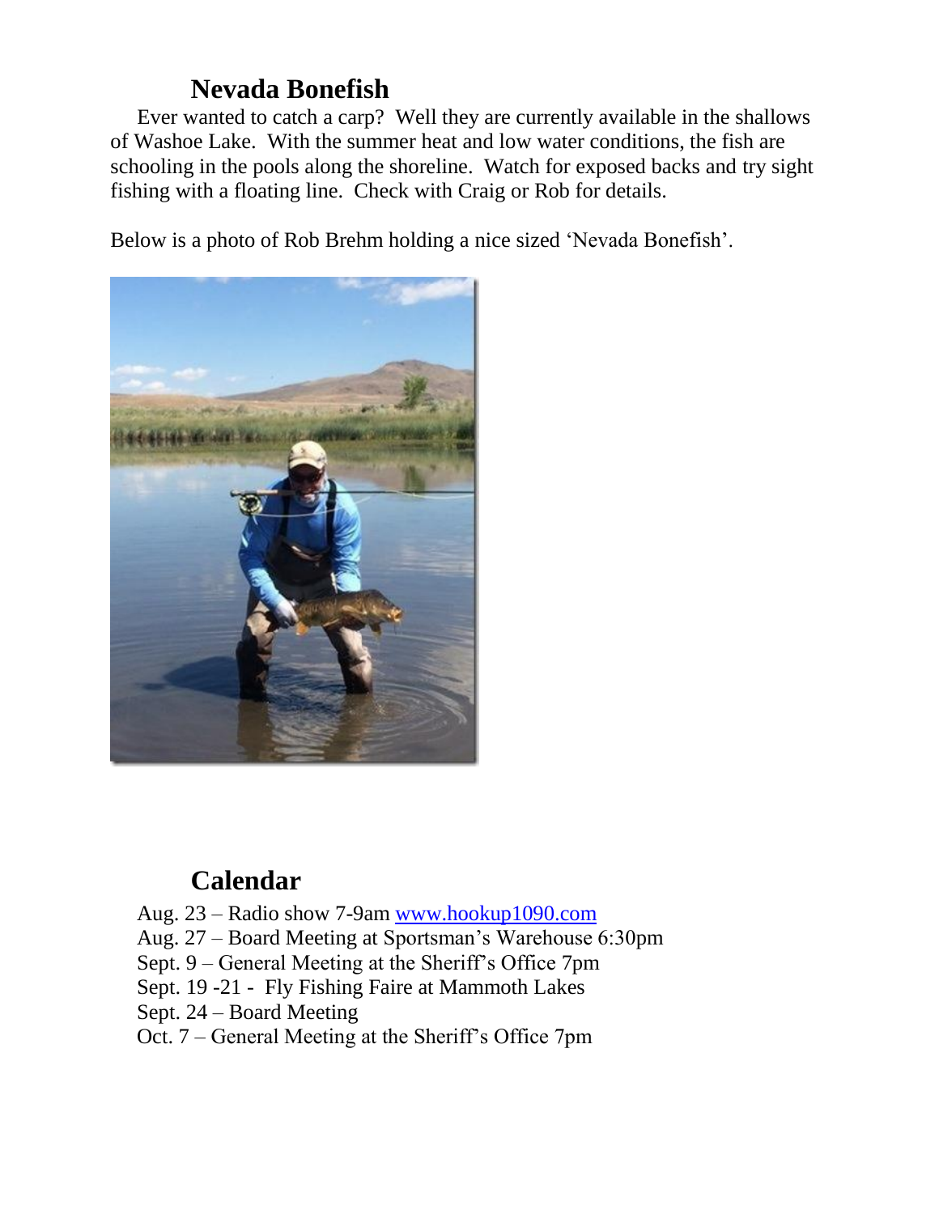## Nevada Bonefish

Ever wanted to catch a carp? Well they are currently available in the shallows of Washoe Lake. With the summer heat and low water conditions, the fish are schooling in the pools along the shoreline. Watch for exposed backs and try sight fishing with a floating line. Check with Craig or Rob for details.

Below is a photo of Rob Brehm holding a nice sized 'Nevada Bonefish'.

## Calendar

- Aug. 23 – Radio show 7-9am www.hookup1090.com
- Aug. 27 – Board Meeting at Sportsman's Warehouse 6:30pm
- Sept. 9 – General Meeting at the Sheriff's Office 7pm
- Sept. 19 -21 - Fly Fishing Faire at Mammoth Lakes
- Sept. 24 – Board Meeting
- Oct. 7 – General Meeting at the Sheriff's Office 7pm